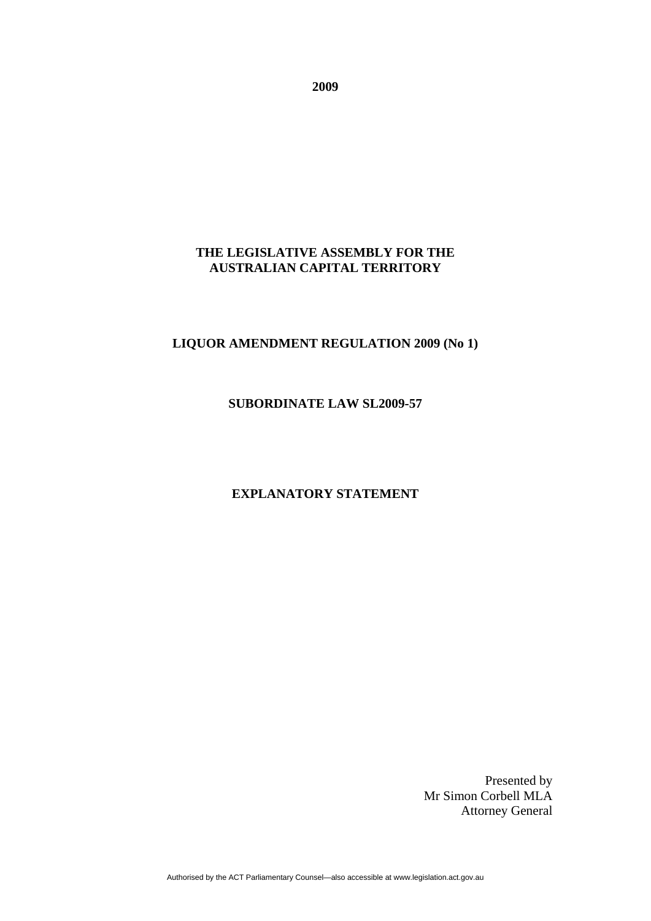**2009**

# THE LEGISLATIVE ASSEMBLY FOR THE AUSTRALIAN CAPITAL TERRITORY

## LIQUOR AMENDMENT REGULATION 2009 (No 1)

## SUBORDINATE LAW SL2009-57

## EXPLANATORY STATEMENT

Presented by
Mr Simon Corbell MLA
Attorney General

Authorised by the ACT Parliamentary Counsel—also accessible at www.legislation.act.gov.au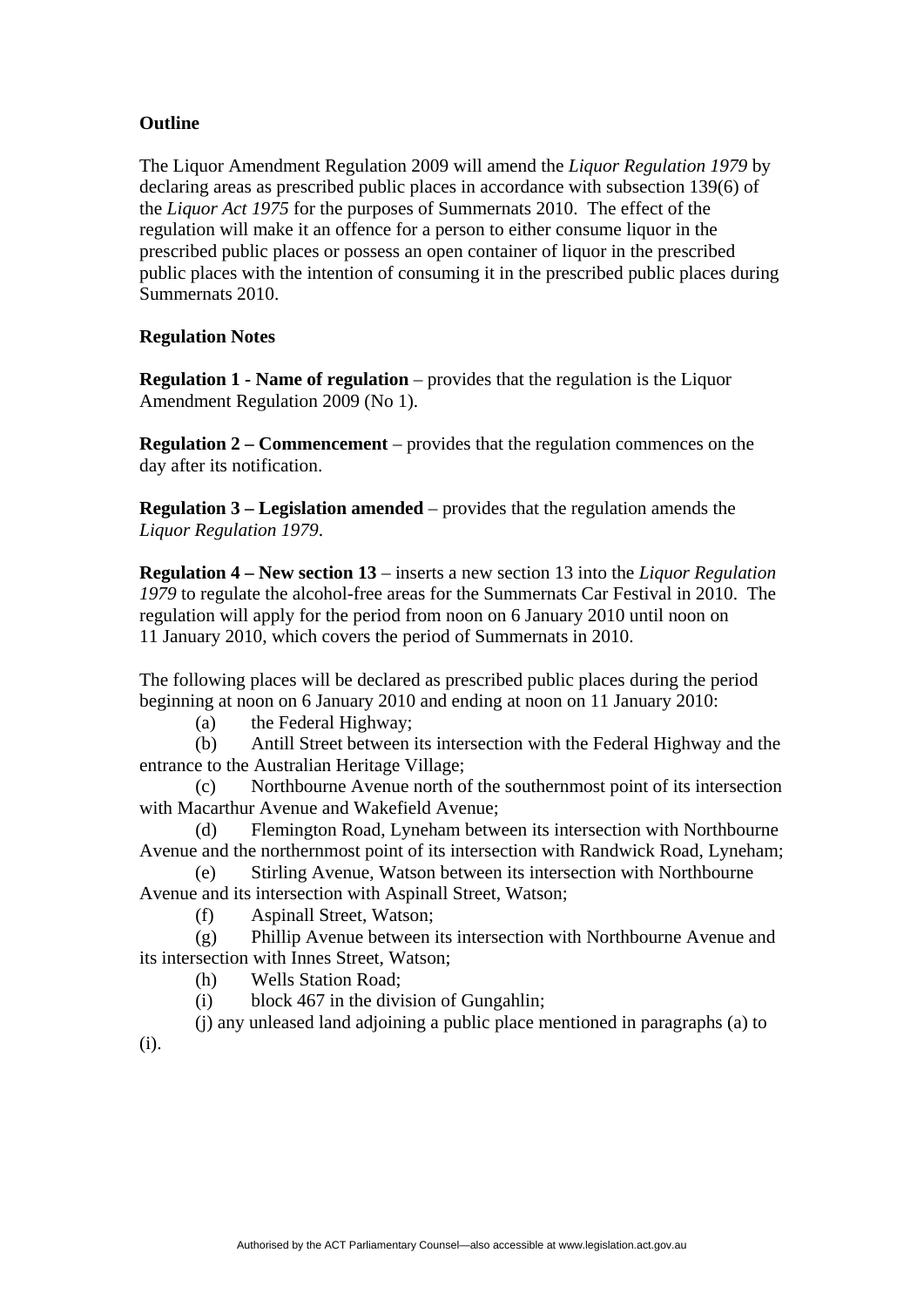**Outline**

The Liquor Amendment Regulation 2009 will amend the *Liquor Regulation 1979* by declaring areas as prescribed public places in accordance with subsection 139(6) of the *Liquor Act 1975* for the purposes of Summernats 2010. The effect of the regulation will make it an offence for a person to either consume liquor in the prescribed public places or possess an open container of liquor in the prescribed public places with the intention of consuming it in the prescribed public places during Summernats 2010.

**Regulation Notes**

**Regulation 1 - Name of regulation** – provides that the regulation is the Liquor Amendment Regulation 2009 (No 1).

**Regulation 2 – Commencement** – provides that the regulation commences on the day after its notification.

**Regulation 3 – Legislation amended** – provides that the regulation amends the *Liquor Regulation 1979*.

**Regulation 4 – New section 13** – inserts a new section 13 into the *Liquor Regulation 1979* to regulate the alcohol-free areas for the Summernats Car Festival in 2010. The regulation will apply for the period from noon on 6 January 2010 until noon on 11 January 2010, which covers the period of Summernats in 2010.

The following places will be declared as prescribed public places during the period beginning at noon on 6 January 2010 and ending at noon on 11 January 2010:

(a) the Federal Highway;

(b) Antill Street between its intersection with the Federal Highway and the entrance to the Australian Heritage Village;

(c) Northbourne Avenue north of the southernmost point of its intersection with Macarthur Avenue and Wakefield Avenue;

(d) Flemington Road, Lyneham between its intersection with Northbourne Avenue and the northernmost point of its intersection with Randwick Road, Lyneham;

(e) Stirling Avenue, Watson between its intersection with Northbourne Avenue and its intersection with Aspinall Street, Watson;

(f) Aspinall Street, Watson;

(g) Phillip Avenue between its intersection with Northbourne Avenue and its intersection with Innes Street, Watson;

(h) Wells Station Road;

(i) block 467 in the division of Gungahlin;

(j) any unleased land adjoining a public place mentioned in paragraphs (a) to (i).